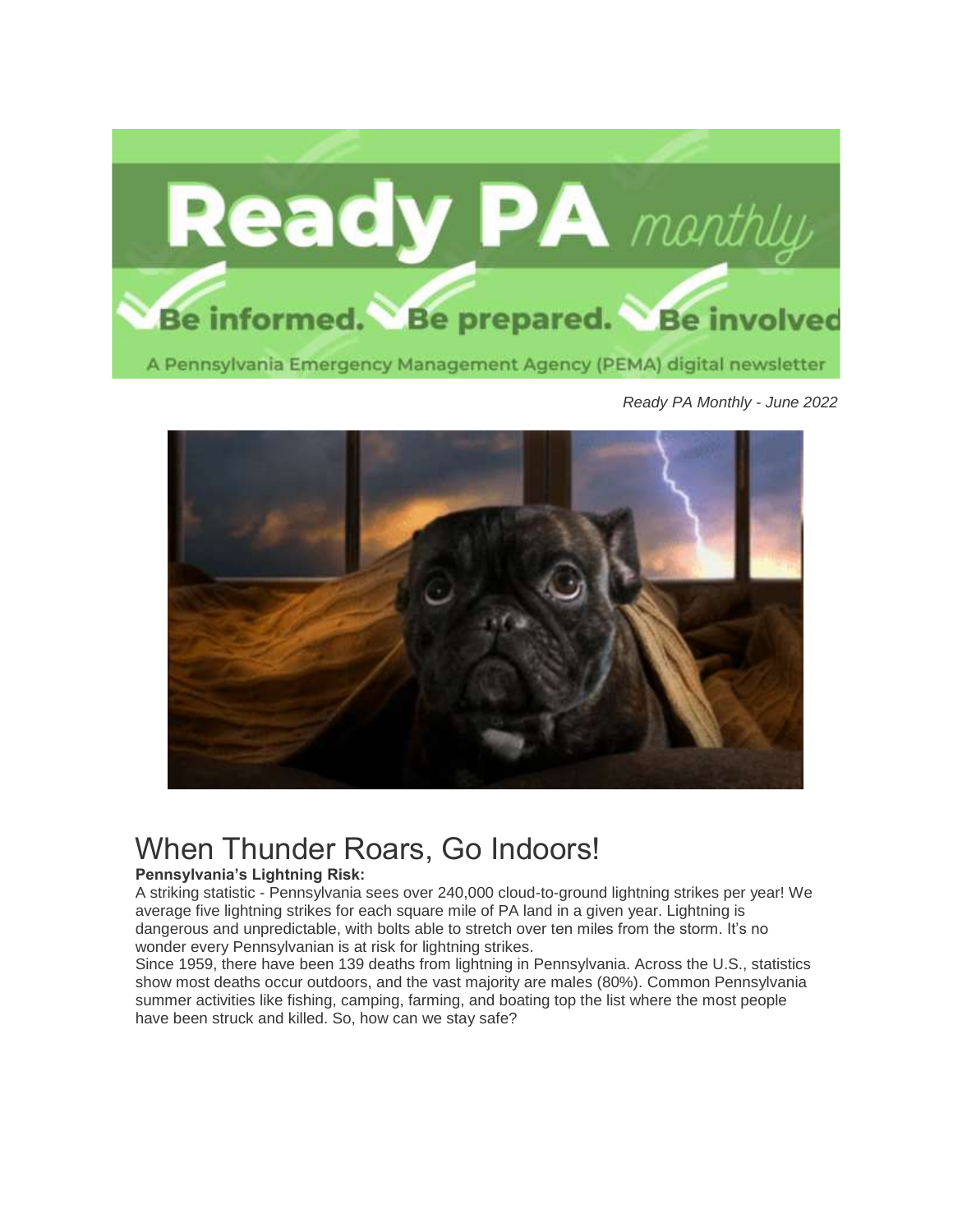*Ready PA Monthly - June 2022*

# When Thunder Roars, Go Indoors!

**Pennsylvania's Lightning Risk:**

A striking statistic - Pennsylvania sees over 240,000 cloud-to-ground lightning strikes per year! We average five lightning strikes for each square mile of PA land in a given year. Lightning is dangerous and unpredictable, with bolts able to stretch over ten miles from the storm. It's no wonder every Pennsylvanian is at risk for lightning strikes.

Since 1959, there have been 139 deaths from lightning in Pennsylvania. Across the U.S., statistics show most deaths occur outdoors, and the vast majority are males (80%). Common Pennsylvania summer activities like fishing, camping, farming, and boating top the list where the most people have been struck and killed. So, how can we stay safe?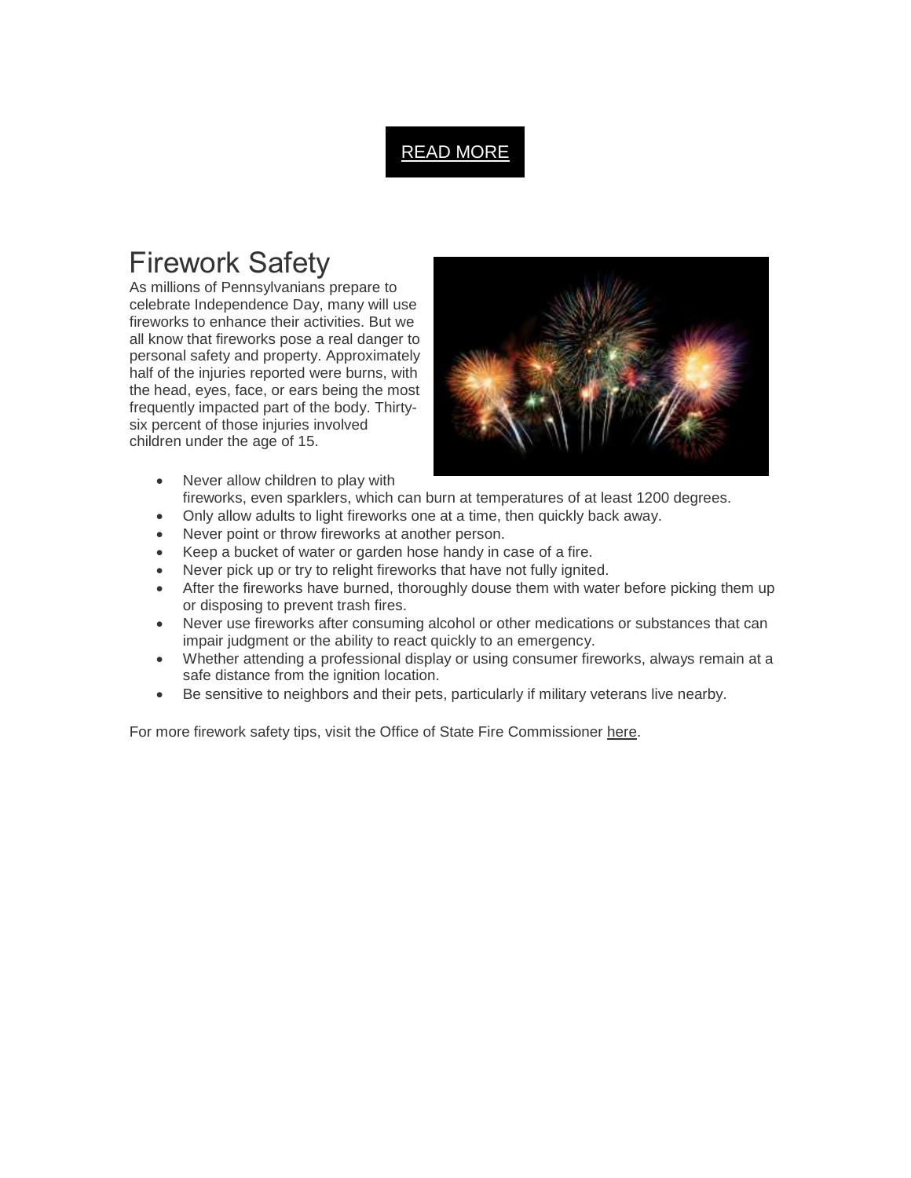READ MORE

# Firework Safety

As millions of Pennsylvanians prepare to celebrate Independence Day, many will use fireworks to enhance their activities. But we all know that fireworks pose a real danger to personal safety and property. Approximately half of the injuries reported were burns, with the head, eyes, face, or ears being the most frequently impacted part of the body. Thirty-six percent of those injuries involved children under the age of 15.

- Never allow children to play with fireworks, even sparklers, which can burn at temperatures of at least 1200 degrees.
- Only allow adults to light fireworks one at a time, then quickly back away.
- Never point or throw fireworks at another person.
- Keep a bucket of water or garden hose handy in case of a fire.
- Never pick up or try to relight fireworks that have not fully ignited.
- After the fireworks have burned, thoroughly douse them with water before picking them up or disposing to prevent trash fires.
- Never use fireworks after consuming alcohol or other medications or substances that can impair judgment or the ability to react quickly to an emergency.
- Whether attending a professional display or using consumer fireworks, always remain at a safe distance from the ignition location.
- Be sensitive to neighbors and their pets, particularly if military veterans live nearby.

For more firework safety tips, visit the Office of State Fire Commissioner here.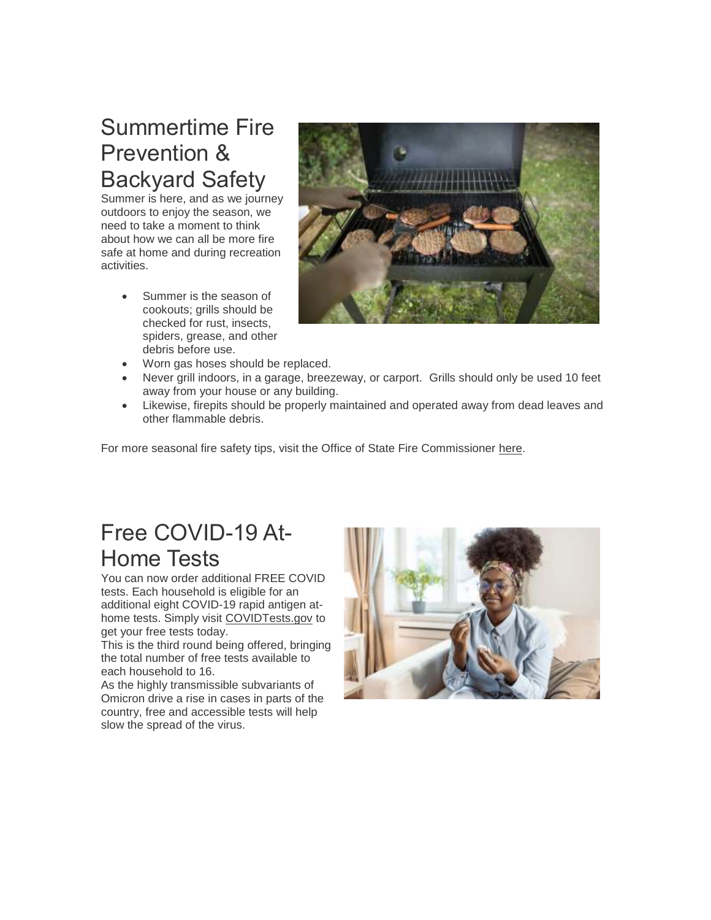## Summertime Fire Prevention & Backyard Safety

Summer is here, and as we journey outdoors to enjoy the season, we need to take a moment to think about how we can all be more fire safe at home and during recreation activities.

- Summer is the season of cookouts; grills should be checked for rust, insects, spiders, grease, and other debris before use.
- Worn gas hoses should be replaced.
- Never grill indoors, in a garage, breezeway, or carport. Grills should only be used 10 feet away from your house or any building.
- Likewise, firepits should be properly maintained and operated away from dead leaves and other flammable debris.

For more seasonal fire safety tips, visit the Office of State Fire Commissioner here.

## Free COVID-19 At-Home Tests

You can now order additional FREE COVID tests. Each household is eligible for an additional eight COVID-19 rapid antigen at-home tests. Simply visit COVIDTests.gov to get your free tests today.

This is the third round being offered, bringing the total number of free tests available to each household to 16.

As the highly transmissible subvariants of Omicron drive a rise in cases in parts of the country, free and accessible tests will help slow the spread of the virus.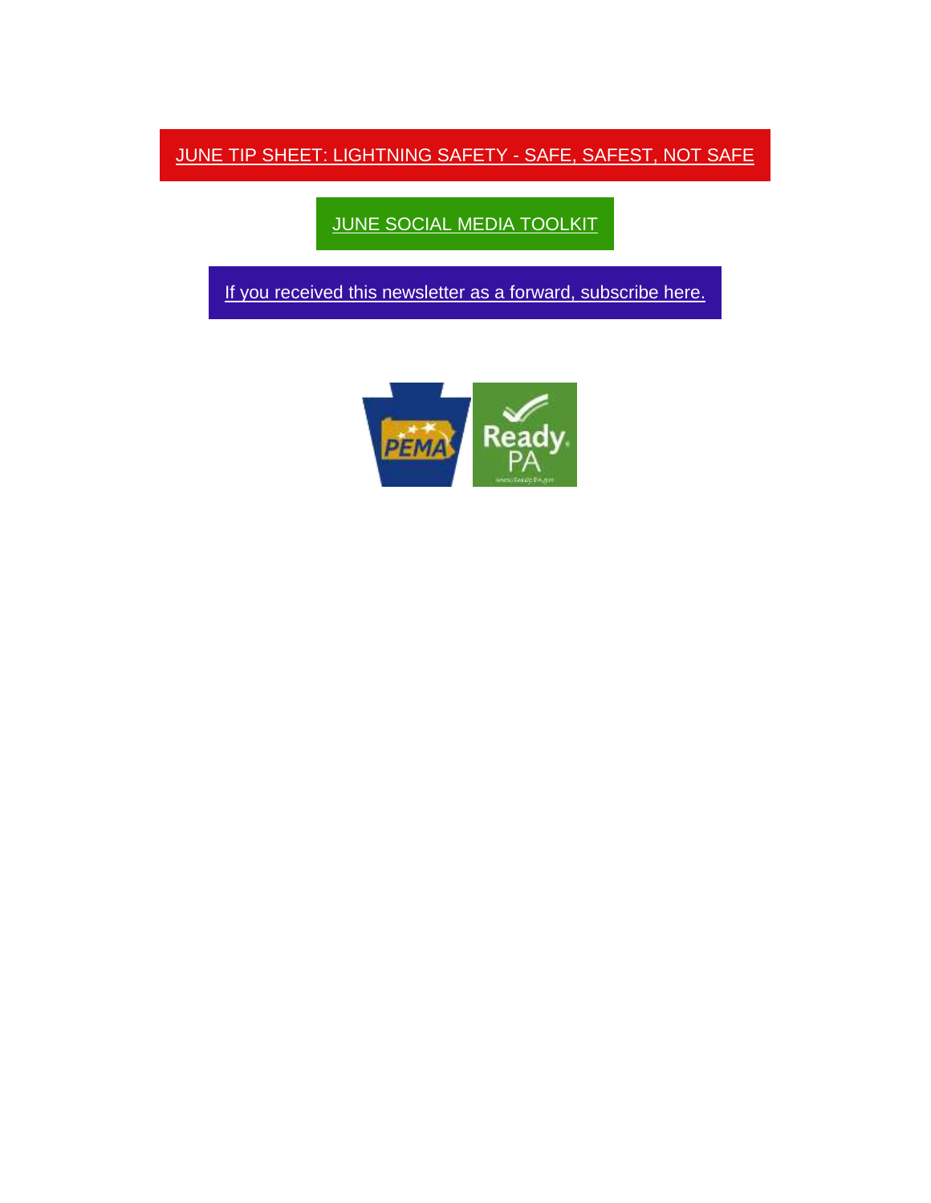JUNE TIP SHEET: LIGHTNING SAFETY - SAFE, SAFEST, NOT SAFE

JUNE SOCIAL MEDIA TOOLKIT

If you received this newsletter as a forward, subscribe here.